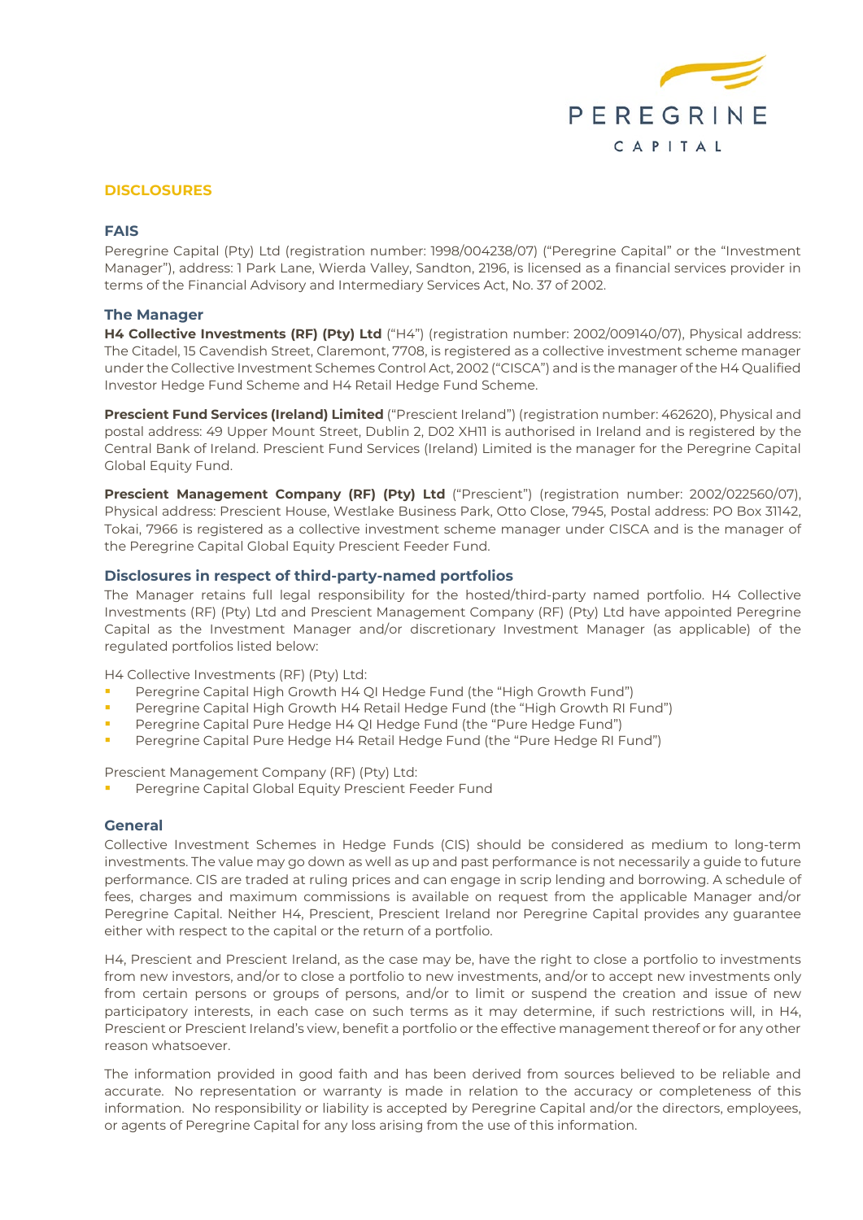PEREGRINE
CAPITAL

## DISCLOSURES

### FAIS

Peregrine Capital (Pty) Ltd (registration number: 1998/004238/07) ("Peregrine Capital" or the "Investment Manager"), address: 1 Park Lane, Wierda Valley, Sandton, 2196, is licensed as a financial services provider in terms of the Financial Advisory and Intermediary Services Act, No. 37 of 2002.

### The Manager

**H4 Collective Investments (RF) (Pty) Ltd** ("H4") (registration number: 2002/009140/07), Physical address: The Citadel, 15 Cavendish Street, Claremont, 7708, is registered as a collective investment scheme manager under the Collective Investment Schemes Control Act, 2002 ("CISCA") and is the manager of the H4 Qualified Investor Hedge Fund Scheme and H4 Retail Hedge Fund Scheme.

**Prescient Fund Services (Ireland) Limited** ("Prescient Ireland") (registration number: 462620), Physical and postal address: 49 Upper Mount Street, Dublin 2, D02 XH11 is authorised in Ireland and is registered by the Central Bank of Ireland. Prescient Fund Services (Ireland) Limited is the manager for the Peregrine Capital Global Equity Fund.

**Prescient Management Company (RF) (Pty) Ltd** ("Prescient") (registration number: 2002/022560/07), Physical address: Prescient House, Westlake Business Park, Otto Close, 7945, Postal address: PO Box 31142, Tokai, 7966 is registered as a collective investment scheme manager under CISCA and is the manager of the Peregrine Capital Global Equity Prescient Feeder Fund.

### Disclosures in respect of third-party-named portfolios

The Manager retains full legal responsibility for the hosted/third-party named portfolio. H4 Collective Investments (RF) (Pty) Ltd and Prescient Management Company (RF) (Pty) Ltd have appointed Peregrine Capital as the Investment Manager and/or discretionary Investment Manager (as applicable) of the regulated portfolios listed below:

H4 Collective Investments (RF) (Pty) Ltd:

- Peregrine Capital High Growth H4 QI Hedge Fund (the "High Growth Fund")
- Peregrine Capital High Growth H4 Retail Hedge Fund (the "High Growth RI Fund")
- Peregrine Capital Pure Hedge H4 QI Hedge Fund (the "Pure Hedge Fund")
- Peregrine Capital Pure Hedge H4 Retail Hedge Fund (the "Pure Hedge RI Fund")

Prescient Management Company (RF) (Pty) Ltd:

- Peregrine Capital Global Equity Prescient Feeder Fund

### General

Collective Investment Schemes in Hedge Funds (CIS) should be considered as medium to long-term investments. The value may go down as well as up and past performance is not necessarily a guide to future performance. CIS are traded at ruling prices and can engage in scrip lending and borrowing. A schedule of fees, charges and maximum commissions is available on request from the applicable Manager and/or Peregrine Capital. Neither H4, Prescient, Prescient Ireland nor Peregrine Capital provides any guarantee either with respect to the capital or the return of a portfolio.

H4, Prescient and Prescient Ireland, as the case may be, have the right to close a portfolio to investments from new investors, and/or to close a portfolio to new investments, and/or to accept new investments only from certain persons or groups of persons, and/or to limit or suspend the creation and issue of new participatory interests, in each case on such terms as it may determine, if such restrictions will, in H4, Prescient or Prescient Ireland's view, benefit a portfolio or the effective management thereof or for any other reason whatsoever.

The information provided in good faith and has been derived from sources believed to be reliable and accurate. No representation or warranty is made in relation to the accuracy or completeness of this information. No responsibility or liability is accepted by Peregrine Capital and/or the directors, employees, or agents of Peregrine Capital for any loss arising from the use of this information.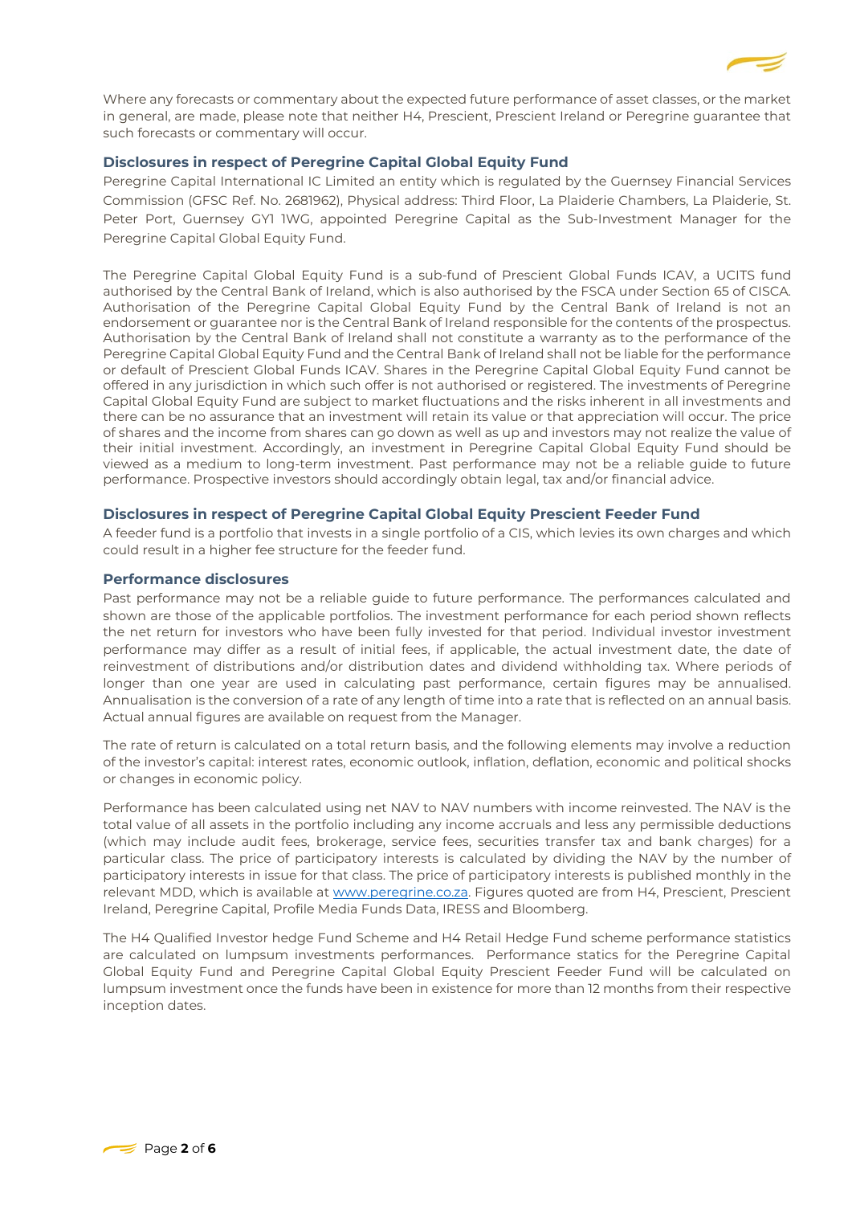Where any forecasts or commentary about the expected future performance of asset classes, or the market in general, are made, please note that neither H4, Prescient, Prescient Ireland or Peregrine guarantee that such forecasts or commentary will occur.

### Disclosures in respect of Peregrine Capital Global Equity Fund

Peregrine Capital International IC Limited an entity which is regulated by the Guernsey Financial Services Commission (GFSC Ref. No. 2681962), Physical address: Third Floor, La Plaiderie Chambers, La Plaiderie, St. Peter Port, Guernsey GY1 1WG, appointed Peregrine Capital as the Sub-Investment Manager for the Peregrine Capital Global Equity Fund.

The Peregrine Capital Global Equity Fund is a sub-fund of Prescient Global Funds ICAV, a UCITS fund authorised by the Central Bank of Ireland, which is also authorised by the FSCA under Section 65 of CISCA. Authorisation of the Peregrine Capital Global Equity Fund by the Central Bank of Ireland is not an endorsement or guarantee nor is the Central Bank of Ireland responsible for the contents of the prospectus. Authorisation by the Central Bank of Ireland shall not constitute a warranty as to the performance of the Peregrine Capital Global Equity Fund and the Central Bank of Ireland shall not be liable for the performance or default of Prescient Global Funds ICAV. Shares in the Peregrine Capital Global Equity Fund cannot be offered in any jurisdiction in which such offer is not authorised or registered. The investments of Peregrine Capital Global Equity Fund are subject to market fluctuations and the risks inherent in all investments and there can be no assurance that an investment will retain its value or that appreciation will occur. The price of shares and the income from shares can go down as well as up and investors may not realize the value of their initial investment. Accordingly, an investment in Peregrine Capital Global Equity Fund should be viewed as a medium to long-term investment. Past performance may not be a reliable guide to future performance. Prospective investors should accordingly obtain legal, tax and/or financial advice.

### Disclosures in respect of Peregrine Capital Global Equity Prescient Feeder Fund

A feeder fund is a portfolio that invests in a single portfolio of a CIS, which levies its own charges and which could result in a higher fee structure for the feeder fund.

### Performance disclosures

Past performance may not be a reliable guide to future performance. The performances calculated and shown are those of the applicable portfolios. The investment performance for each period shown reflects the net return for investors who have been fully invested for that period. Individual investor investment performance may differ as a result of initial fees, if applicable, the actual investment date, the date of reinvestment of distributions and/or distribution dates and dividend withholding tax. Where periods of longer than one year are used in calculating past performance, certain figures may be annualised. Annualisation is the conversion of a rate of any length of time into a rate that is reflected on an annual basis. Actual annual figures are available on request from the Manager.

The rate of return is calculated on a total return basis, and the following elements may involve a reduction of the investor's capital: interest rates, economic outlook, inflation, deflation, economic and political shocks or changes in economic policy.

Performance has been calculated using net NAV to NAV numbers with income reinvested. The NAV is the total value of all assets in the portfolio including any income accruals and less any permissible deductions (which may include audit fees, brokerage, service fees, securities transfer tax and bank charges) for a particular class. The price of participatory interests is calculated by dividing the NAV by the number of participatory interests in issue for that class. The price of participatory interests is published monthly in the relevant MDD, which is available at [www.peregrine.co.za](http://www.peregrine.co.za). Figures quoted are from H4, Prescient, Prescient Ireland, Peregrine Capital, Profile Media Funds Data, IRESS and Bloomberg.

The H4 Qualified Investor hedge Fund Scheme and H4 Retail Hedge Fund scheme performance statistics are calculated on lumpsum investments performances. Performance statics for the Peregrine Capital Global Equity Fund and Peregrine Capital Global Equity Prescient Feeder Fund will be calculated on lumpsum investment once the funds have been in existence for more than 12 months from their respective inception dates.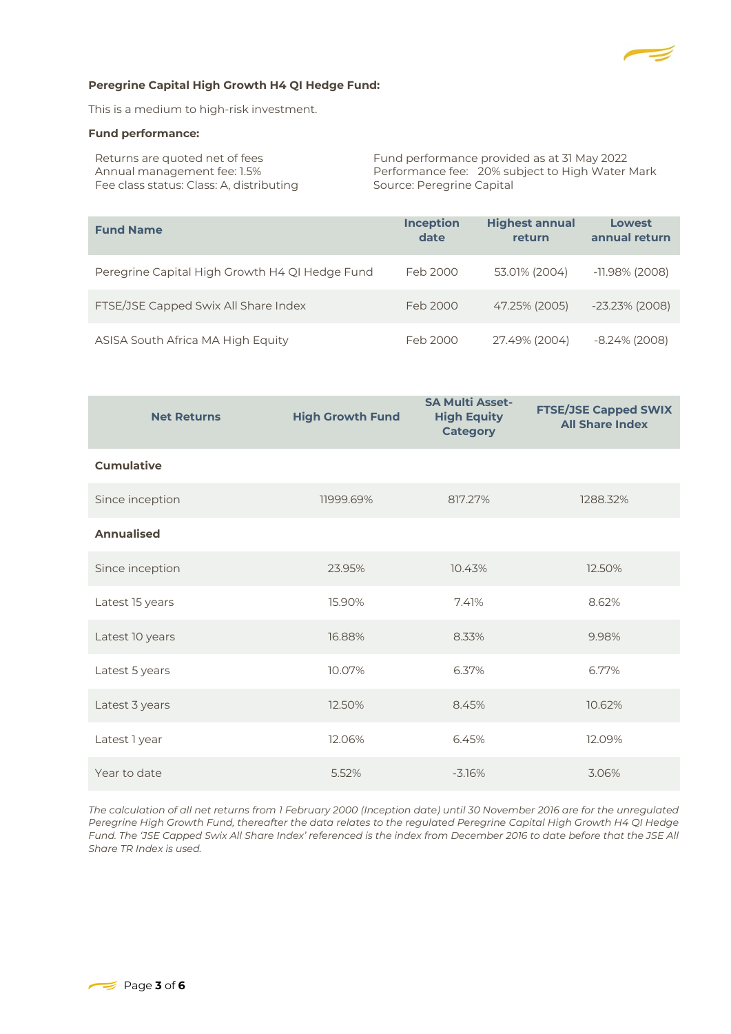**Peregrine Capital High Growth H4 QI Hedge Fund:**

This is a medium to high-risk investment.

**Fund performance:**

Returns are quoted net of fees
Annual management fee: 1.5%
Fee class status: Class: A, distributing

Fund performance provided as at 31 May 2022
Performance fee: 20% subject to High Water Mark
Source: Peregrine Capital

| Fund Name | Inception date | Highest annual return | Lowest annual return |
|---|---|---|---|
| Peregrine Capital High Growth H4 QI Hedge Fund | Feb 2000 | 53.01% (2004) | -11.98% (2008) |
| FTSE/JSE Capped Swix All Share Index | Feb 2000 | 47.25% (2005) | -23.23% (2008) |
| ASISA South Africa MA High Equity | Feb 2000 | 27.49% (2004) | -8.24% (2008) |

| Net Returns | High Growth Fund | SA Multi Asset-High Equity Category | FTSE/JSE Capped SWIX All Share Index |
|---|---|---|---|
| **Cumulative** | | | |
| Since inception | 11999.69% | 817.27% | 1288.32% |
| **Annualised** | | | |
| Since inception | 23.95% | 10.43% | 12.50% |
| Latest 15 years | 15.90% | 7.41% | 8.62% |
| Latest 10 years | 16.88% | 8.33% | 9.98% |
| Latest 5 years | 10.07% | 6.37% | 6.77% |
| Latest 3 years | 12.50% | 8.45% | 10.62% |
| Latest 1 year | 12.06% | 6.45% | 12.09% |
| Year to date | 5.52% | -3.16% | 3.06% |

*The calculation of all net returns from 1 February 2000 (Inception date) until 30 November 2016 are for the unregulated Peregrine High Growth Fund, thereafter the data relates to the regulated Peregrine Capital High Growth H4 QI Hedge Fund. The 'JSE Capped Swix All Share Index' referenced is the index from December 2016 to date before that the JSE All Share TR Index is used.*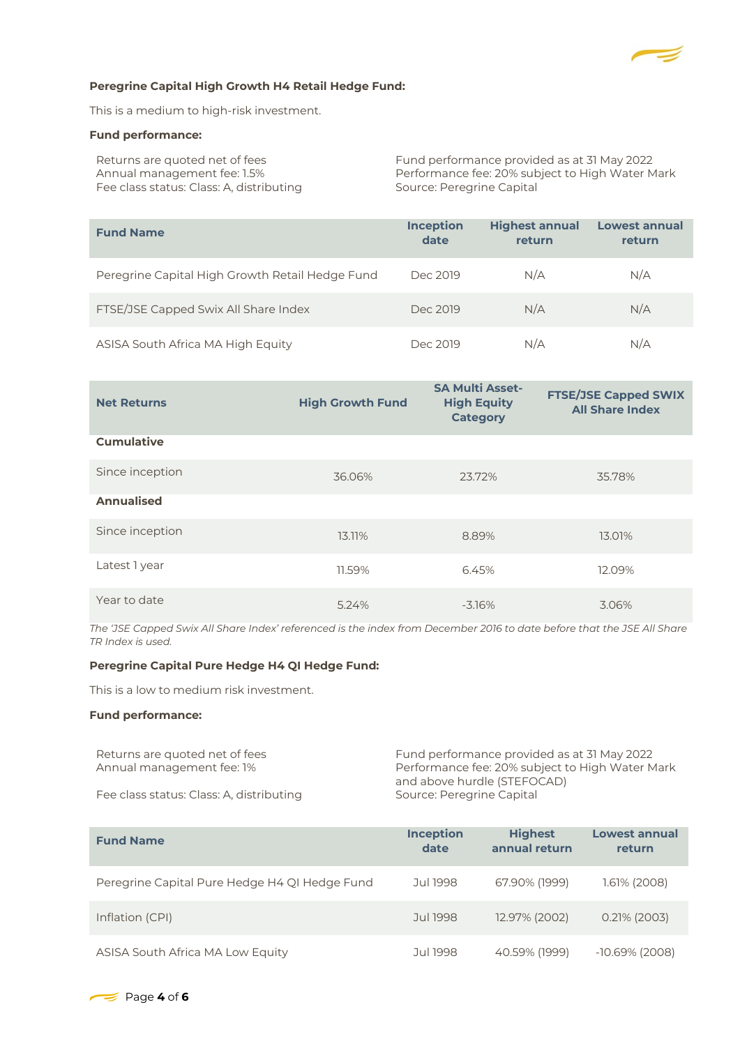**Peregrine Capital High Growth H4 Retail Hedge Fund:**

This is a medium to high-risk investment.

**Fund performance:**

Returns are quoted net of fees
Annual management fee: 1.5%
Fee class status: Class: A, distributing

Fund performance provided as at 31 May 2022
Performance fee: 20% subject to High Water Mark
Source: Peregrine Capital

| Fund Name | Inception date | Highest annual return | Lowest annual return |
|---|---|---|---|
| Peregrine Capital High Growth Retail Hedge Fund | Dec 2019 | N/A | N/A |
| FTSE/JSE Capped Swix All Share Index | Dec 2019 | N/A | N/A |
| ASISA South Africa MA High Equity | Dec 2019 | N/A | N/A |

| Net Returns | High Growth Fund | SA Multi Asset-High Equity Category | FTSE/JSE Capped SWIX All Share Index |
|---|---|---|---|
| **Cumulative** | | | |
| Since inception | 36.06% | 23.72% | 35.78% |
| **Annualised** | | | |
| Since inception | 13.11% | 8.89% | 13.01% |
| Latest 1 year | 11.59% | 6.45% | 12.09% |
| Year to date | 5.24% | -3.16% | 3.06% |

*The 'JSE Capped Swix All Share Index' referenced is the index from December 2016 to date before that the JSE All Share TR Index is used.*

**Peregrine Capital Pure Hedge H4 QI Hedge Fund:**

This is a low to medium risk investment.

**Fund performance:**

Returns are quoted net of fees
Annual management fee: 1%

Fee class status: Class: A, distributing

Fund performance provided as at 31 May 2022
Performance fee: 20% subject to High Water Mark and above hurdle (STEFOCAD)
Source: Peregrine Capital

| Fund Name | Inception date | Highest annual return | Lowest annual return |
|---|---|---|---|
| Peregrine Capital Pure Hedge H4 QI Hedge Fund | Jul 1998 | 67.90% (1999) | 1.61% (2008) |
| Inflation (CPI) | Jul 1998 | 12.97% (2002) | 0.21% (2003) |
| ASISA South Africa MA Low Equity | Jul 1998 | 40.59% (1999) | -10.69% (2008) |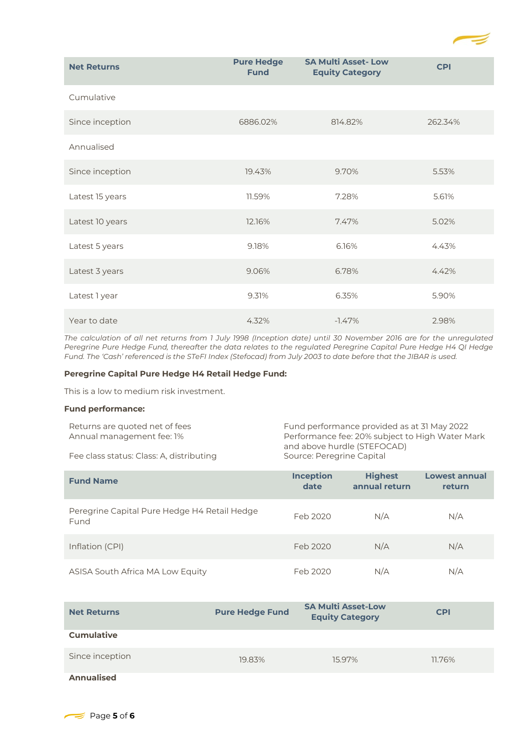| Net Returns | Pure Hedge Fund | SA Multi Asset- Low Equity Category | CPI |
|---|---|---|---|
| Cumulative | | | |
| Since inception | 6886.02% | 814.82% | 262.34% |
| Annualised | | | |
| Since inception | 19.43% | 9.70% | 5.53% |
| Latest 15 years | 11.59% | 7.28% | 5.61% |
| Latest 10 years | 12.16% | 7.47% | 5.02% |
| Latest 5 years | 9.18% | 6.16% | 4.43% |
| Latest 3 years | 9.06% | 6.78% | 4.42% |
| Latest 1 year | 9.31% | 6.35% | 5.90% |
| Year to date | 4.32% | -1.47% | 2.98% |

*The calculation of all net returns from 1 July 1998 (Inception date) until 30 November 2016 are for the unregulated Peregrine Pure Hedge Fund, thereafter the data relates to the regulated Peregrine Capital Pure Hedge H4 QI Hedge Fund. The 'Cash' referenced is the STeFI Index (Stefocad) from July 2003 to date before that the JIBAR is used.*

**Peregrine Capital Pure Hedge H4 Retail Hedge Fund:**

This is a low to medium risk investment.

**Fund performance:**

Returns are quoted net of fees
Annual management fee: 1%

Fee class status: Class: A, distributing

Fund performance provided as at 31 May 2022
Performance fee: 20% subject to High Water Mark and above hurdle (STEFOCAD)
Source: Peregrine Capital

| Fund Name | Inception date | Highest annual return | Lowest annual return |
|---|---|---|---|
| Peregrine Capital Pure Hedge H4 Retail Hedge Fund | Feb 2020 | N/A | N/A |
| Inflation (CPI) | Feb 2020 | N/A | N/A |
| ASISA South Africa MA Low Equity | Feb 2020 | N/A | N/A |

| Net Returns | Pure Hedge Fund | SA Multi Asset-Low Equity Category | CPI |
|---|---|---|---|
| **Cumulative** | | | |
| Since inception | 19.83% | 15.97% | 11.76% |
| **Annualised** | | | |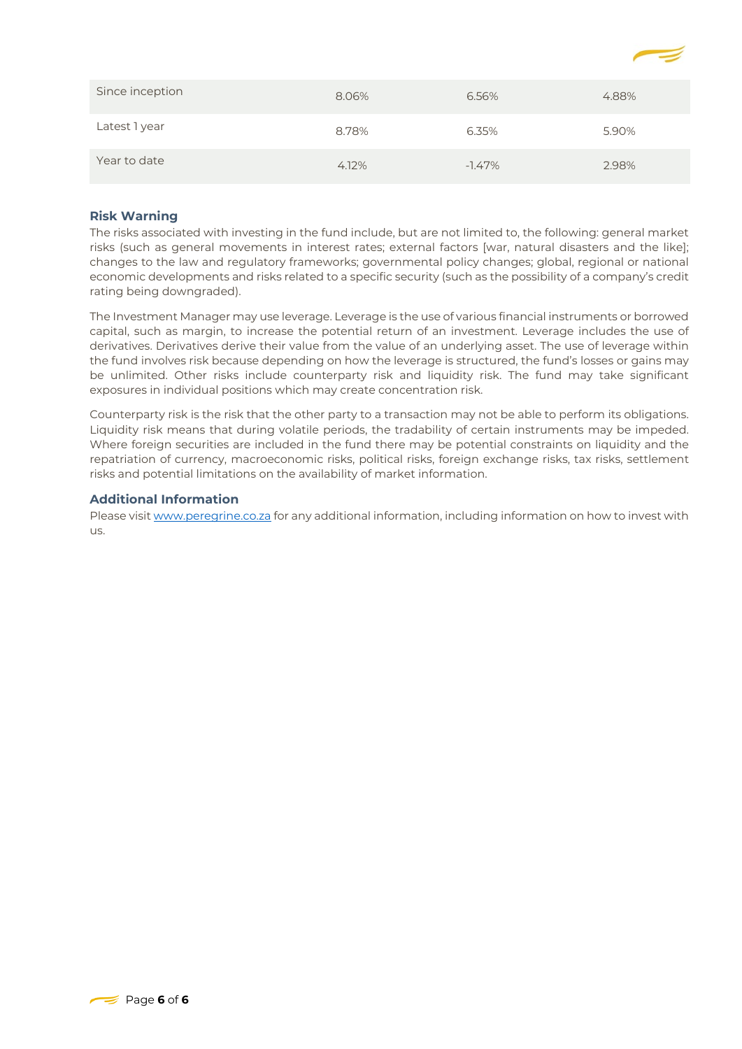| | | | |
|---|---|---|---|
| Since inception | 8.06% | 6.56% | 4.88% |
| Latest 1 year | 8.78% | 6.35% | 5.90% |
| Year to date | 4.12% | -1.47% | 2.98% |

## Risk Warning

The risks associated with investing in the fund include, but are not limited to, the following: general market risks (such as general movements in interest rates; external factors [war, natural disasters and the like]; changes to the law and regulatory frameworks; governmental policy changes; global, regional or national economic developments and risks related to a specific security (such as the possibility of a company's credit rating being downgraded).

The Investment Manager may use leverage. Leverage is the use of various financial instruments or borrowed capital, such as margin, to increase the potential return of an investment. Leverage includes the use of derivatives. Derivatives derive their value from the value of an underlying asset. The use of leverage within the fund involves risk because depending on how the leverage is structured, the fund's losses or gains may be unlimited. Other risks include counterparty risk and liquidity risk. The fund may take significant exposures in individual positions which may create concentration risk.

Counterparty risk is the risk that the other party to a transaction may not be able to perform its obligations. Liquidity risk means that during volatile periods, the tradability of certain instruments may be impeded. Where foreign securities are included in the fund there may be potential constraints on liquidity and the repatriation of currency, macroeconomic risks, political risks, foreign exchange risks, tax risks, settlement risks and potential limitations on the availability of market information.

## Additional Information

Please visit [www.peregrine.co.za](http://www.peregrine.co.za) for any additional information, including information on how to invest with us.